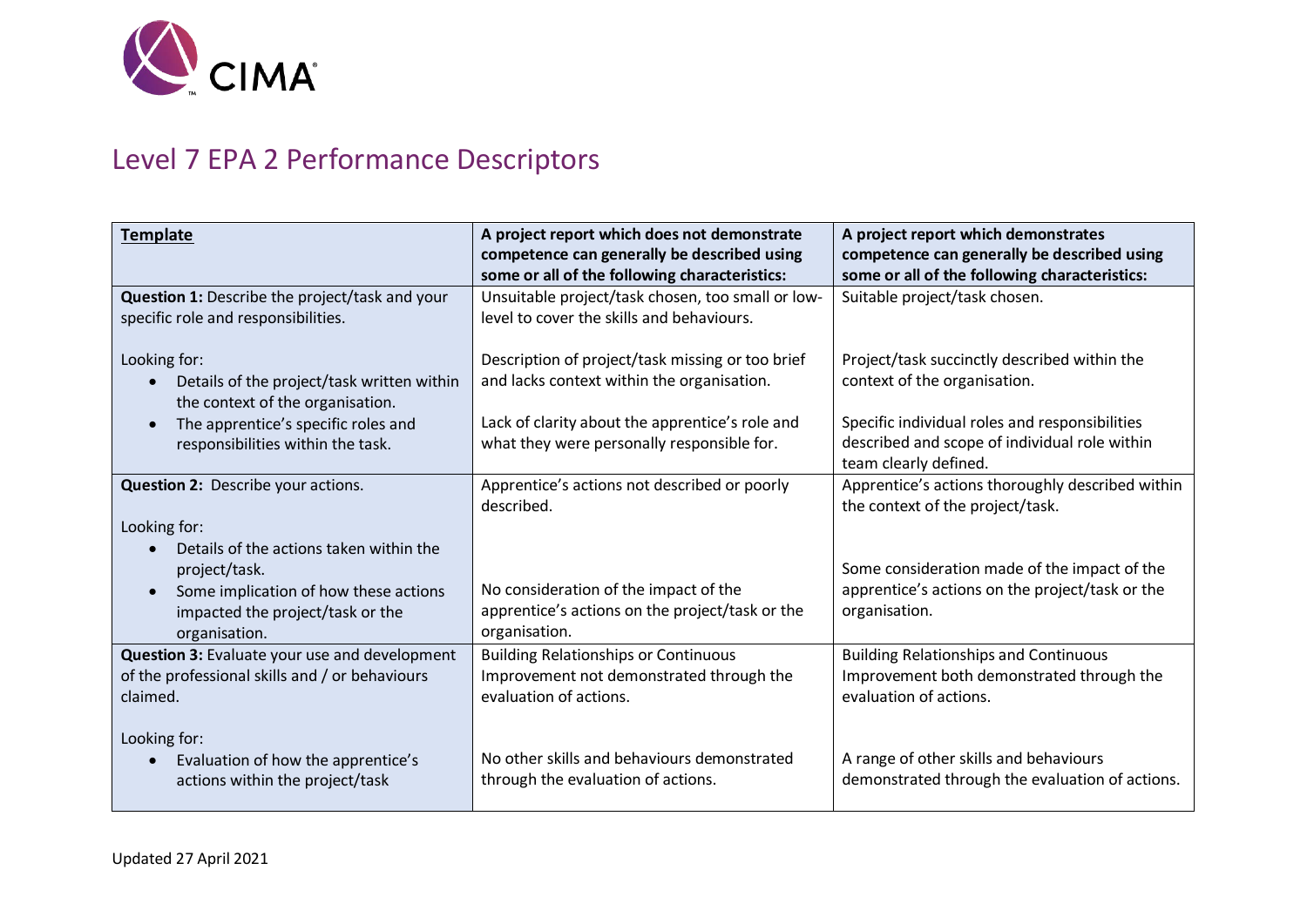# Level 7 EPA 2 Performance Descriptors

| **Template** | **A project report which does not demonstrate competence can generally be described using some or all of the following characteristics:** | **A project report which demonstrates competence can generally be described using some or all of the following characteristics:** |
|---|---|---|
| **Question 1:** Describe the project/task and your specific role and responsibilities.<br><br>Looking for:<br>• Details of the project/task written within the context of the organisation.<br>• The apprentice's specific roles and responsibilities within the task. | Unsuitable project/task chosen, too small or low-level to cover the skills and behaviours.<br><br>Description of project/task missing or too brief and lacks context within the organisation.<br><br>Lack of clarity about the apprentice's role and what they were personally responsible for. | Suitable project/task chosen.<br><br>Project/task succinctly described within the context of the organisation.<br><br>Specific individual roles and responsibilities described and scope of individual role within team clearly defined. |
| **Question 2:** Describe your actions.<br><br>Looking for:<br>• Details of the actions taken within the project/task.<br>• Some implication of how these actions impacted the project/task or the organisation. | Apprentice's actions not described or poorly described.<br><br>No consideration of the impact of the apprentice's actions on the project/task or the organisation. | Apprentice's actions thoroughly described within the context of the project/task.<br><br>Some consideration made of the impact of the apprentice's actions on the project/task or the organisation. |
| **Question 3:** Evaluate your use and development of the professional skills and / or behaviours claimed.<br><br>Looking for:<br>• Evaluation of how the apprentice's actions within the project/task | Building Relationships or Continuous Improvement not demonstrated through the evaluation of actions.<br><br>No other skills and behaviours demonstrated through the evaluation of actions. | Building Relationships and Continuous Improvement both demonstrated through the evaluation of actions.<br><br>A range of other skills and behaviours demonstrated through the evaluation of actions. |

Updated 27 April 2021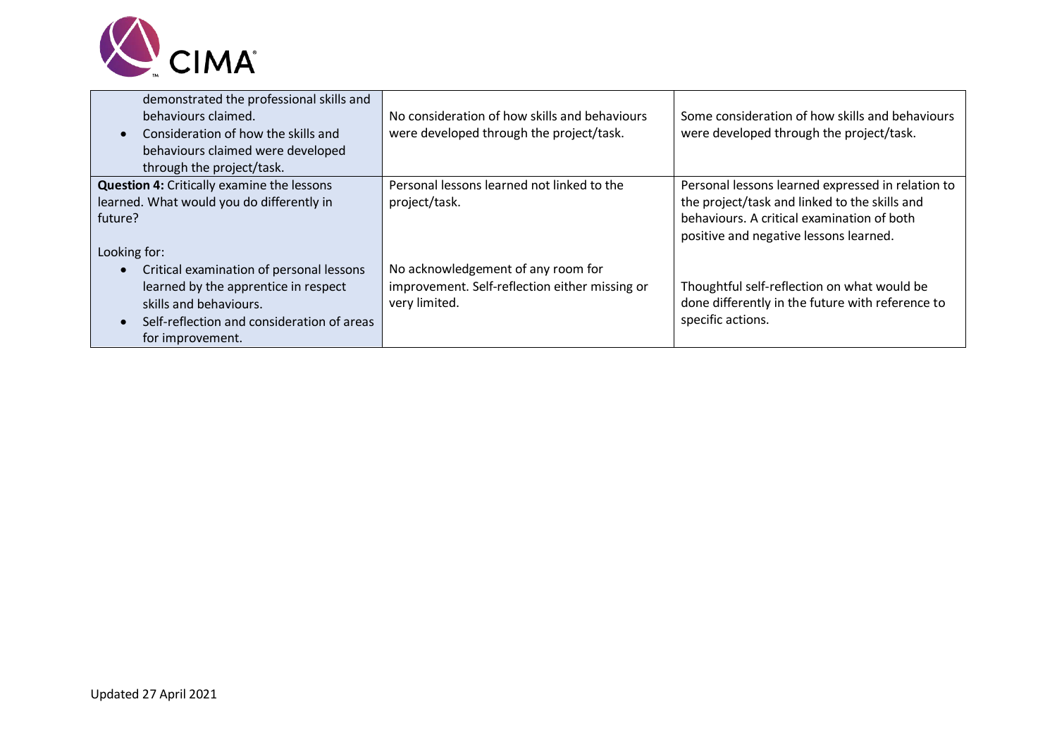| | | |
|---|---|---|
| demonstrated the professional skills and behaviours claimed.<br>• Consideration of how the skills and behaviours claimed were developed through the project/task. | No consideration of how skills and behaviours were developed through the project/task. | Some consideration of how skills and behaviours were developed through the project/task. |
| **Question 4:** Critically examine the lessons learned. What would you do differently in future?<br><br>Looking for:<br>• Critical examination of personal lessons learned by the apprentice in respect skills and behaviours.<br>• Self-reflection and consideration of areas for improvement. | Personal lessons learned not linked to the project/task.<br><br>No acknowledgement of any room for improvement. Self-reflection either missing or very limited. | Personal lessons learned expressed in relation to the project/task and linked to the skills and behaviours. A critical examination of both positive and negative lessons learned.<br><br>Thoughtful self-reflection on what would be done differently in the future with reference to specific actions. |

Updated 27 April 2021